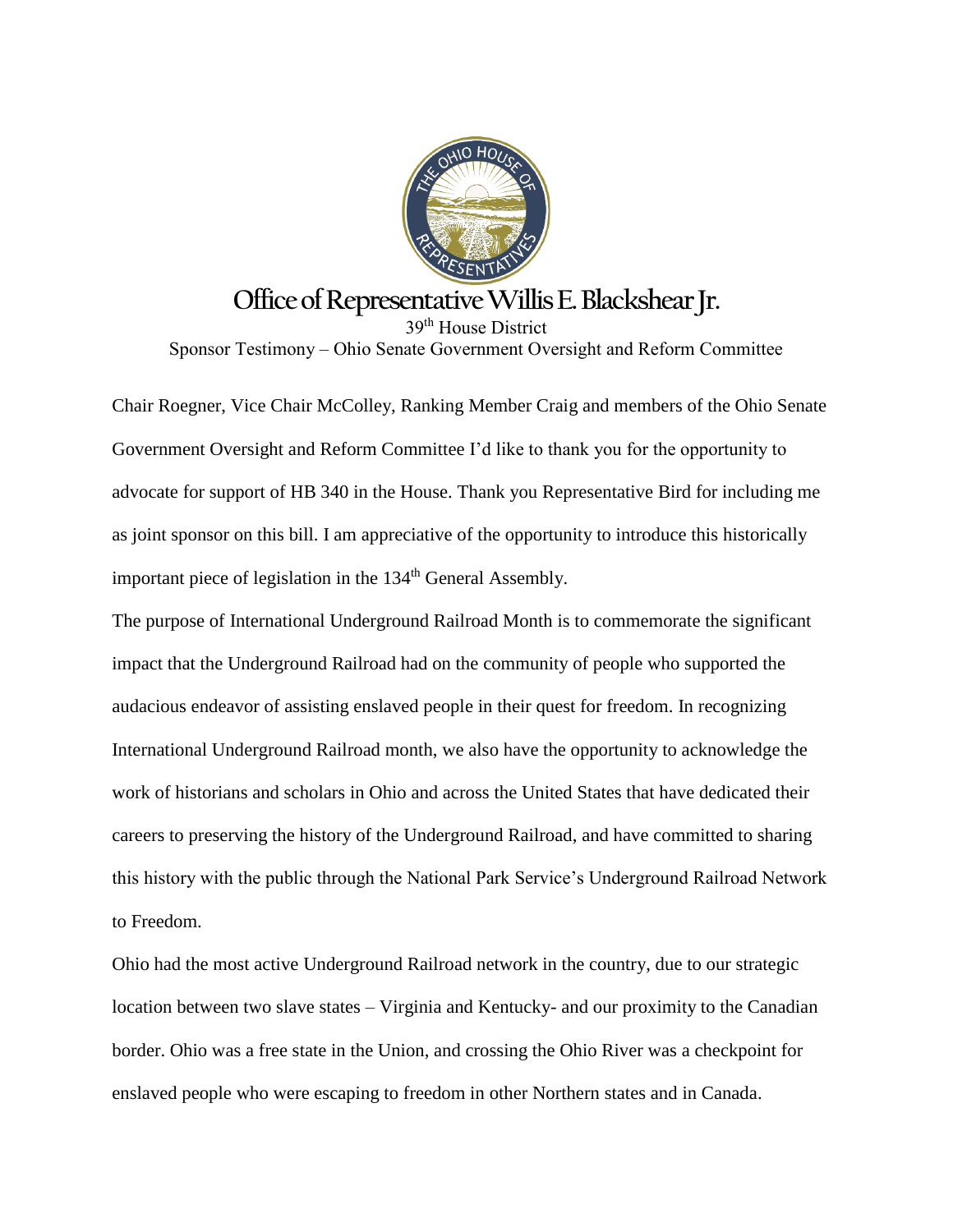# Office of Representative Willis E. Blackshear Jr.

39th House District

Sponsor Testimony – Ohio Senate Government Oversight and Reform Committee

Chair Roegner, Vice Chair McColley, Ranking Member Craig and members of the Ohio Senate Government Oversight and Reform Committee I'd like to thank you for the opportunity to advocate for support of HB 340 in the House. Thank you Representative Bird for including me as joint sponsor on this bill. I am appreciative of the opportunity to introduce this historically important piece of legislation in the 134th General Assembly.

The purpose of International Underground Railroad Month is to commemorate the significant impact that the Underground Railroad had on the community of people who supported the audacious endeavor of assisting enslaved people in their quest for freedom. In recognizing International Underground Railroad month, we also have the opportunity to acknowledge the work of historians and scholars in Ohio and across the United States that have dedicated their careers to preserving the history of the Underground Railroad, and have committed to sharing this history with the public through the National Park Service's Underground Railroad Network to Freedom.

Ohio had the most active Underground Railroad network in the country, due to our strategic location between two slave states – Virginia and Kentucky- and our proximity to the Canadian border. Ohio was a free state in the Union, and crossing the Ohio River was a checkpoint for enslaved people who were escaping to freedom in other Northern states and in Canada.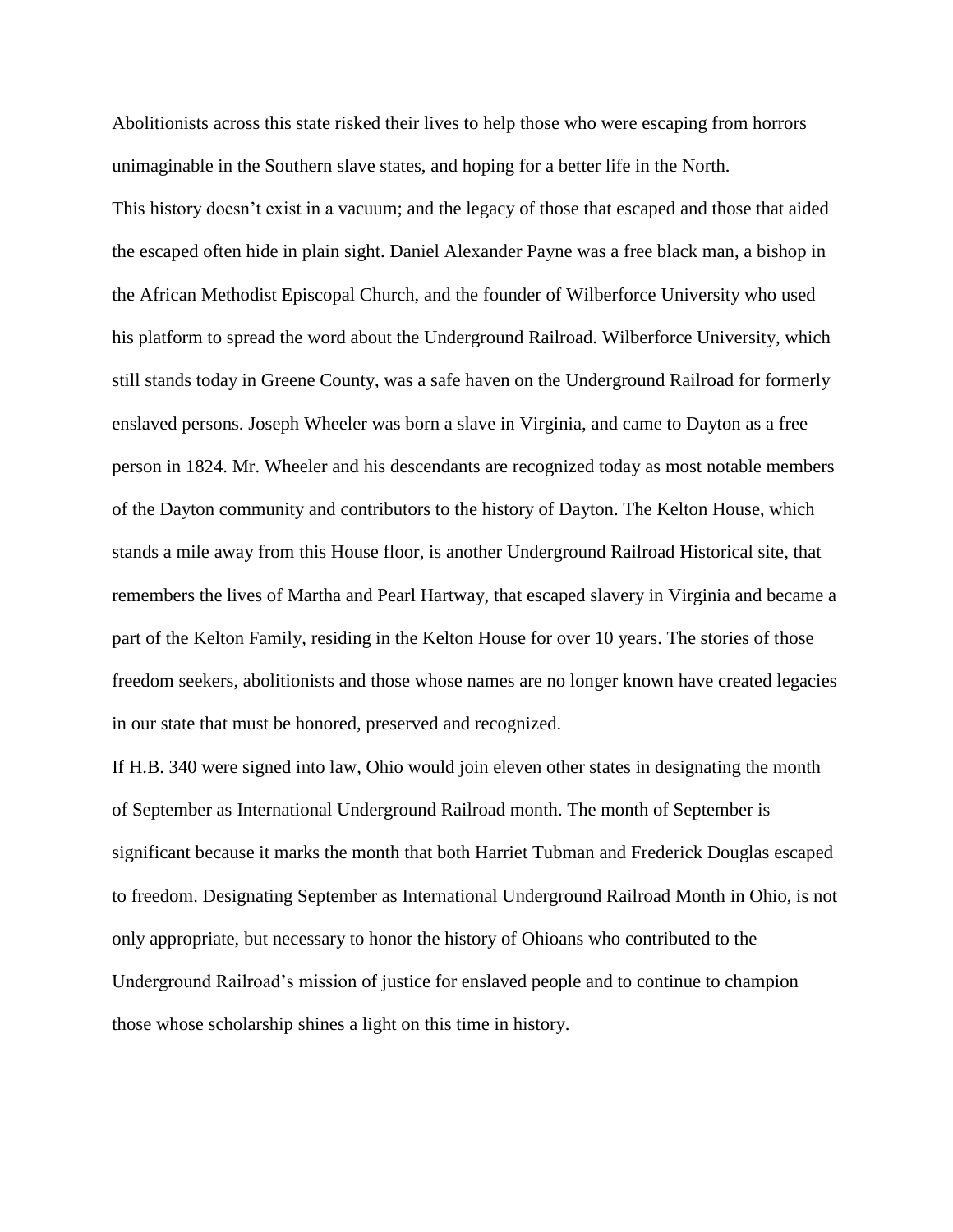Abolitionists across this state risked their lives to help those who were escaping from horrors unimaginable in the Southern slave states, and hoping for a better life in the North.

This history doesn't exist in a vacuum; and the legacy of those that escaped and those that aided the escaped often hide in plain sight. Daniel Alexander Payne was a free black man, a bishop in the African Methodist Episcopal Church, and the founder of Wilberforce University who used his platform to spread the word about the Underground Railroad. Wilberforce University, which still stands today in Greene County, was a safe haven on the Underground Railroad for formerly enslaved persons. Joseph Wheeler was born a slave in Virginia, and came to Dayton as a free person in 1824. Mr. Wheeler and his descendants are recognized today as most notable members of the Dayton community and contributors to the history of Dayton. The Kelton House, which stands a mile away from this House floor, is another Underground Railroad Historical site, that remembers the lives of Martha and Pearl Hartway, that escaped slavery in Virginia and became a part of the Kelton Family, residing in the Kelton House for over 10 years. The stories of those freedom seekers, abolitionists and those whose names are no longer known have created legacies in our state that must be honored, preserved and recognized.

If H.B. 340 were signed into law, Ohio would join eleven other states in designating the month of September as International Underground Railroad month. The month of September is significant because it marks the month that both Harriet Tubman and Frederick Douglas escaped to freedom. Designating September as International Underground Railroad Month in Ohio, is not only appropriate, but necessary to honor the history of Ohioans who contributed to the Underground Railroad's mission of justice for enslaved people and to continue to champion those whose scholarship shines a light on this time in history.